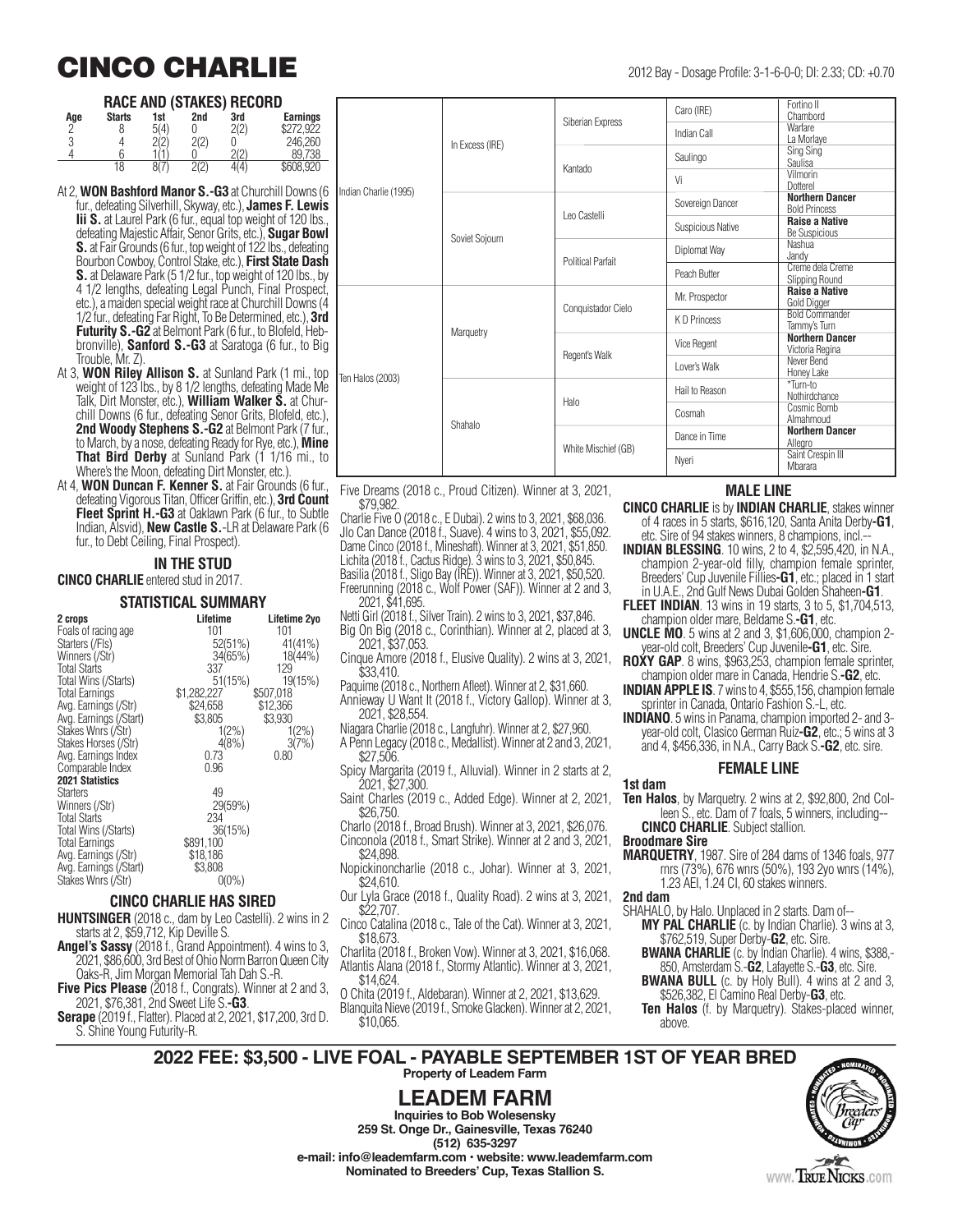# CINCO CHARLIE

2012 Bay - Dosage Profile: 3-1-6-0-0; DI: 2.33; CD: +0.70

## RACE AND (STAKES) RECORD

| Age | Starts | 1st | 2nd | 3rd | Earnings |
|---|---|---|---|---|---|
| 2 | 8 | 5(4) | 0 | 2(2) | $272,922 |
| 3 | 4 | 2(2) | 2(2) | 0 | 246,260 |
| 4 | 6 | 1(1) | 0 | 2(2) | 89,738 |
| | 18 | 8(7) | 2(2) | 4(4) | $608,920 |

At 2, **WON Bashford Manor S.-G3** at Churchill Downs (6 fur., defeating Silverhill, Skyway, etc.), **James F. Lewis III S.** at Laurel Park (6 fur., equal top weight of 120 lbs., defeating Majestic Affair, Senor Grits, etc.), **Sugar Bowl S.** at Fair Grounds (6 fur., top weight of 122 lbs., defeating Bourbon Cowboy, Control Stake, etc.), **First State Dash S.** at Delaware Park (5 1/2 fur., top weight of 120 lbs., by 4 1/2 lengths, defeating Legal Punch, Final Prospect, etc.), a maiden special weight race at Churchill Downs (4 1/2 fur., defeating Far Right, To Be Determined, etc.), **3rd Futurity S.-G2** at Belmont Park (6 fur., to Blofeld, Hebbronville), **Sanford S.-G3** at Saratoga (6 fur., to Big Trouble, Mr. Z).

At 3, **WON Riley Allison S.** at Sunland Park (1 mi., top weight of 123 lbs., by 8 1/2 lengths, defeating Made Me Talk, Dirt Monster, etc.), **William Walker S.** at Churchill Downs (6 fur., defeating Senor Grits, Blofeld, etc.), **2nd Woody Stephens S.-G2** at Belmont Park (7 fur., to March, by a nose, defeating Ready for Rye, etc.), **Mine That Bird Derby** at Sunland Park (1 1/16 mi., to Where's the Moon, defeating Dirt Monster, etc.).

At 4, **WON Duncan F. Kenner S.** at Fair Grounds (6 fur., defeating Vigorous Titan, Officer Griffin, etc.), **3rd Count Fleet Sprint H.-G3** at Oaklawn Park (6 fur., to Subtle Indian, Alsvid), **New Castle S.**-LR at Delaware Park (6 fur., to Debt Ceiling, Final Prospect).

## IN THE STUD

**CINCO CHARLIE** entered stud in 2017.

## STATISTICAL SUMMARY

| 2 crops | Lifetime | Lifetime 2yo |
|---|---|---|
| Foals of racing age | 101 | 101 |
| Starters (/Fls) | 52(51%) | 41(41%) |
| Winners (/Str) | 34(65%) | 18(44%) |
| Total Starts | 337 | 129 |
| Total Wins (/Starts) | 51(15%) | 19(15%) |
| Total Earnings | $1,282,227 | $507,018 |
| Avg. Earnings (/Str) | $24,658 | $12,366 |
| Avg. Earnings (/Start) | $3,805 | $3,930 |
| Stakes Wnrs (/Str) | 1(2%) | 1(2%) |
| Stakes Horses (/Str) | 4(8%) | 3(7%) |
| Avg. Earnings Index | 0.73 | 0.80 |
| Comparable Index | 0.96 | |
| **2021 Statistics** | | |
| Starters | 49 | |
| Winners (/Str) | 29(59%) | |
| Total Starts | 234 | |
| Total Wins (/Starts) | 36(15%) | |
| Total Earnings | $891,100 | |
| Avg. Earnings (/Str) | $18,186 | |
| Avg. Earnings (/Start) | $3,808 | |
| Stakes Wnrs (/Str) | 0(0%) | |

## CINCO CHARLIE HAS SIRED

**HUNTSINGER** (2018 c., dam by Leo Castelli). 2 wins in 2 starts at 2, $59,712, Kip Deville S.

**Angel's Sassy** (2018 f., Grand Appointment). 4 wins to 3, 2021, $86,600, 3rd Best of Ohio Norm Barron Queen City Oaks-R, Jim Morgan Memorial Tah Dah S.-R.

**Five Pics Please** (2018 f., Congrats). Winner at 2 and 3, 2021, $76,381, 2nd Sweet Life S.-**G3**.

**Serape** (2019 f., Flatter). Placed at 2, 2021, $17,200, 3rd D. S. Shine Young Futurity-R.

Five Dreams (2018 c., Proud Citizen). Winner at 3, 2021, $79,982.

Charlie Five O (2018 c., E Dubai). 2 wins to 3, 2021, $68,036.

Jlo Can Dance (2018 f., Suave). 4 wins to 3, 2021, $55,092.

Dame Cinco (2018 f., Mineshaft). Winner at 3, 2021, $51,850.

Lichita (2018 f., Cactus Ridge). 3 wins to 3, 2021, $50,845.

Basilia (2018 f., Sligo Bay (IRE)). Winner at 3, 2021, $50,520.

Freerunning (2018 c., Wolf Power (SAF)). Winner at 2 and 3, 2021, $41,695.

Netti Girl (2018 f., Silver Train). 2 wins to 3, 2021, $37,846.

Big On Big (2018 c., Corinthian). Winner at 2, placed at 3, 2021, $37,053.

Cinque Amore (2018 f., Elusive Quality). 2 wins at 3, 2021, $33,410.

Paquime (2018 c., Northern Afleet). Winner at 2, $31,660.

Annieway U Want It (2018 f., Victory Gallop). Winner at 3, 2021, $28,554.

Niagara Charlie (2018 c., Langfuhr). Winner at 2, $27,960.

A Penn Legacy (2018 c., Medallist). Winner at 2 and 3, 2021, $27,506.

Spicy Margarita (2019 f., Alluvial). Winner in 2 starts at 2, 2021, $27,300.

Saint Charles (2019 c., Added Edge). Winner at 2, 2021, $26,750.

Charlo (2018 f., Broad Brush). Winner at 3, 2021, $26,076.

Cinconola (2018 f., Smart Strike). Winner at 2 and 3, 2021, $24,898.

Nopickinoncharlie (2018 c., Johar). Winner at 3, 2021, $24,610.

Our Lyla Grace (2018 f., Quality Road). 2 wins at 3, 2021, $22,707.

Cinco Catalina (2018 c., Tale of the Cat). Winner at 3, 2021, $18,673.

Charlita (2018 f., Broken Vow). Winner at 3, 2021, $16,068.

Atlantis Alana (2018 f., Stormy Atlantic). Winner at 3, 2021, $14,624.

O Chita (2019 f., Aldebaran). Winner at 2, 2021, $13,629.

Blanquita Nieve (2019 f., Smoke Glacken). Winner at 2, 2021, $10,065.

## PEDIGREE

| | | | | |
|---|---|---|---|---|
| Indian Charlie (1995) | In Excess (IRE) | Siberian Express | Caro (IRE) | Fortino II / Chambord |
| | | | Indian Call | Warfare / La Morlaye |
| | | Kantado | Saulingo | Sing Sing / Saulisa |
| | | | Vi | Vilmorin / Dotterel |
| | Soviet Sojourn | Leo Castelli | Sovereign Dancer | **Northern Dancer** / Bold Princess |
| | | | Suspicious Native | **Raise a Native** / Be Suspicious |
| | | Political Parfait | Diplomat Way | Nashua / Jandy |
| | | | Peach Butter | Creme dela Creme / Slipping Round |
| Ten Halos (2003) | Marquetry | Conquistador Cielo | Mr. Prospector | **Raise a Native** / Gold Digger |
| | | | K D Princess | Bold Commander / Tammy's Turn |
| | | Regent's Walk | Vice Regent | **Northern Dancer** / Victoria Regina |
| | | | Lover's Walk | Never Bend / Honey Lake |
| | Shahalo | Halo | Hail to Reason | *Turn-to / Nothirdchance |
| | | | Cosmah | Cosmic Bomb / Almahmoud |
| | | White Mischief (GB) | Dance in Time | **Northern Dancer** / Allegro |
| | | | Nyeri | Saint Crespin III / Mbarara |

## MALE LINE

**CINCO CHARLIE** is by **INDIAN CHARLIE**, stakes winner of 4 races in 5 starts, $616,120, Santa Anita Derby-**G1**, etc. Sire of 94 stakes winners, 8 champions, incl.--

**INDIAN BLESSING**. 10 wins, 2 to 4, $2,595,420, in N.A., champion 2-year-old filly, champion female sprinter, Breeders' Cup Juvenile Fillies-**G1**, etc.; placed in 1 start in U.A.E., 2nd Gulf News Dubai Golden Shaheen-**G1**.

**FLEET INDIAN**. 13 wins in 19 starts, 3 to 5, $1,704,513, champion older mare, Beldame S.-**G1**, etc.

**UNCLE MO**. 5 wins at 2 and 3, $1,606,000, champion 2-year-old colt, Breeders' Cup Juvenile-**G1**, etc. Sire.

**ROXY GAP**. 8 wins, $963,253, champion female sprinter, champion older mare in Canada, Hendrie S.-**G2**, etc.

**INDIAN APPLE IS**. 7 wins to 4, $555,156, champion female sprinter in Canada, Ontario Fashion S.-L, etc.

**INDIANO**. 5 wins in Panama, champion imported 2- and 3-year-old colt, Clasico German Ruiz-**G2**, etc.; 5 wins at 3 and 4, $456,336, in N.A., Carry Back S.-**G2**, etc. sire.

## FEMALE LINE

**1st dam**

**Ten Halos**, by Marquetry. 2 wins at 2, $92,800, 2nd Colleen S., etc. Dam of 7 foals, 5 winners, including--

**CINCO CHARLIE**. Subject stallion.

**Broodmare Sire**

**MARQUETRY**, 1987. Sire of 284 dams of 1346 foals, 977 rnrs (73%), 676 wnrs (50%), 193 2yo wnrs (14%), 1.23 AEI, 1.24 CI, 60 stakes winners.

**2nd dam**

SHAHALO, by Halo. Unplaced in 2 starts. Dam of--

**MY PAL CHARLIE** (c. by Indian Charlie). 3 wins at 3, $762,519, Super Derby-**G2**, etc. Sire.

**BWANA CHARLIE** (c. by Indian Charlie). 4 wins, $388,850, Amsterdam S.-**G2**, Lafayette S.-**G3**, etc. Sire.

**BWANA BULL** (c. by Holy Bull). 4 wins at 2 and 3, $526,382, El Camino Real Derby-**G3**, etc.

**Ten Halos** (f. by Marquetry). Stakes-placed winner, above.

## 2022 FEE: $3,500 - LIVE FOAL - PAYABLE SEPTEMBER 1ST OF YEAR BRED

**Property of Leadem Farm**

## LEADEM FARM

**Inquiries to Bob Wolesensky**
**259 St. Onge Dr., Gainesville, Texas 76240**
**(512) 635-3297**
**e-mail: info@leademfarm.com • website: www.leademfarm.com**
**Nominated to Breeders' Cup, Texas Stallion S.**

www.TrueNicks.com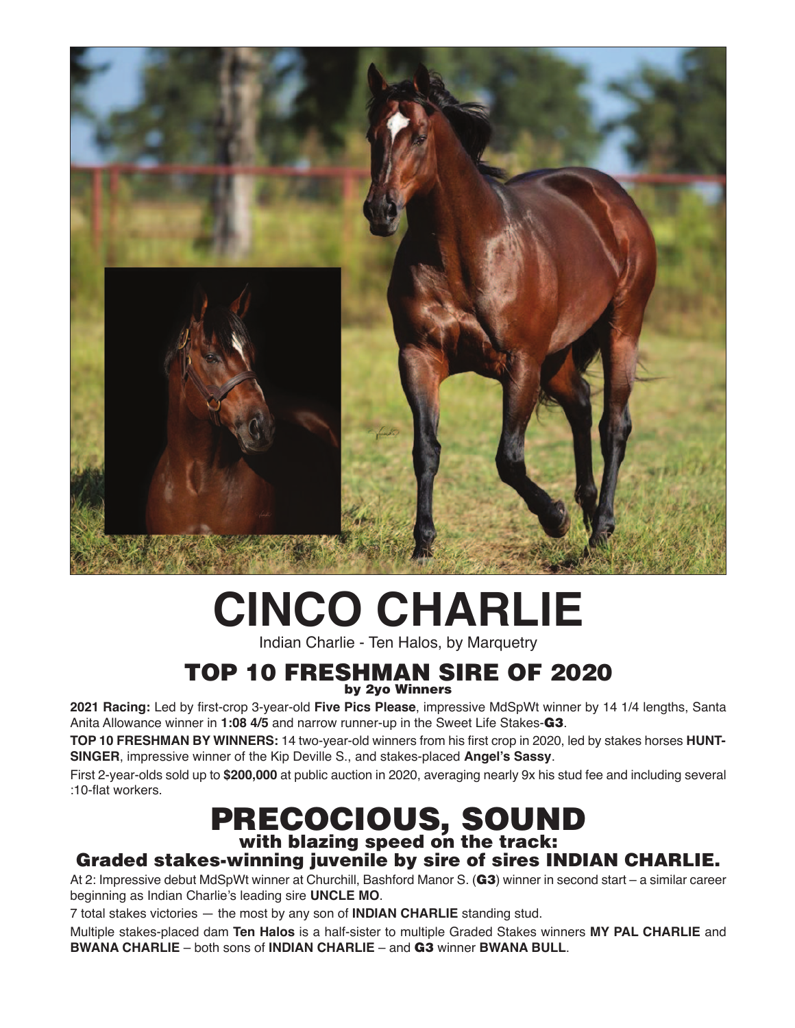# CINCO CHARLIE

Indian Charlie - Ten Halos, by Marquetry

## TOP 10 FRESHMAN SIRE OF 2020
### by 2yo Winners

**2021 Racing:** Led by first-crop 3-year-old **Five Pics Please**, impressive MdSpWt winner by 14 1/4 lengths, Santa Anita Allowance winner in **1:08 4/5** and narrow runner-up in the Sweet Life Stakes-**G3**.

**TOP 10 FRESHMAN BY WINNERS:** 14 two-year-old winners from his first crop in 2020, led by stakes horses **HUNTSINGER**, impressive winner of the Kip Deville S., and stakes-placed **Angel's Sassy**.

First 2-year-olds sold up to **$200,000** at public auction in 2020, averaging nearly 9x his stud fee and including several :10-flat workers.

## PRECOCIOUS, SOUND
### with blazing speed on the track:
### Graded stakes-winning juvenile by sire of sires INDIAN CHARLIE.

At 2: Impressive debut MdSpWt winner at Churchill, Bashford Manor S. (**G3**) winner in second start – a similar career beginning as Indian Charlie's leading sire **UNCLE MO**.

7 total stakes victories — the most by any son of **INDIAN CHARLIE** standing stud.

Multiple stakes-placed dam **Ten Halos** is a half-sister to multiple Graded Stakes winners **MY PAL CHARLIE** and **BWANA CHARLIE** – both sons of **INDIAN CHARLIE** – and **G3** winner **BWANA BULL**.